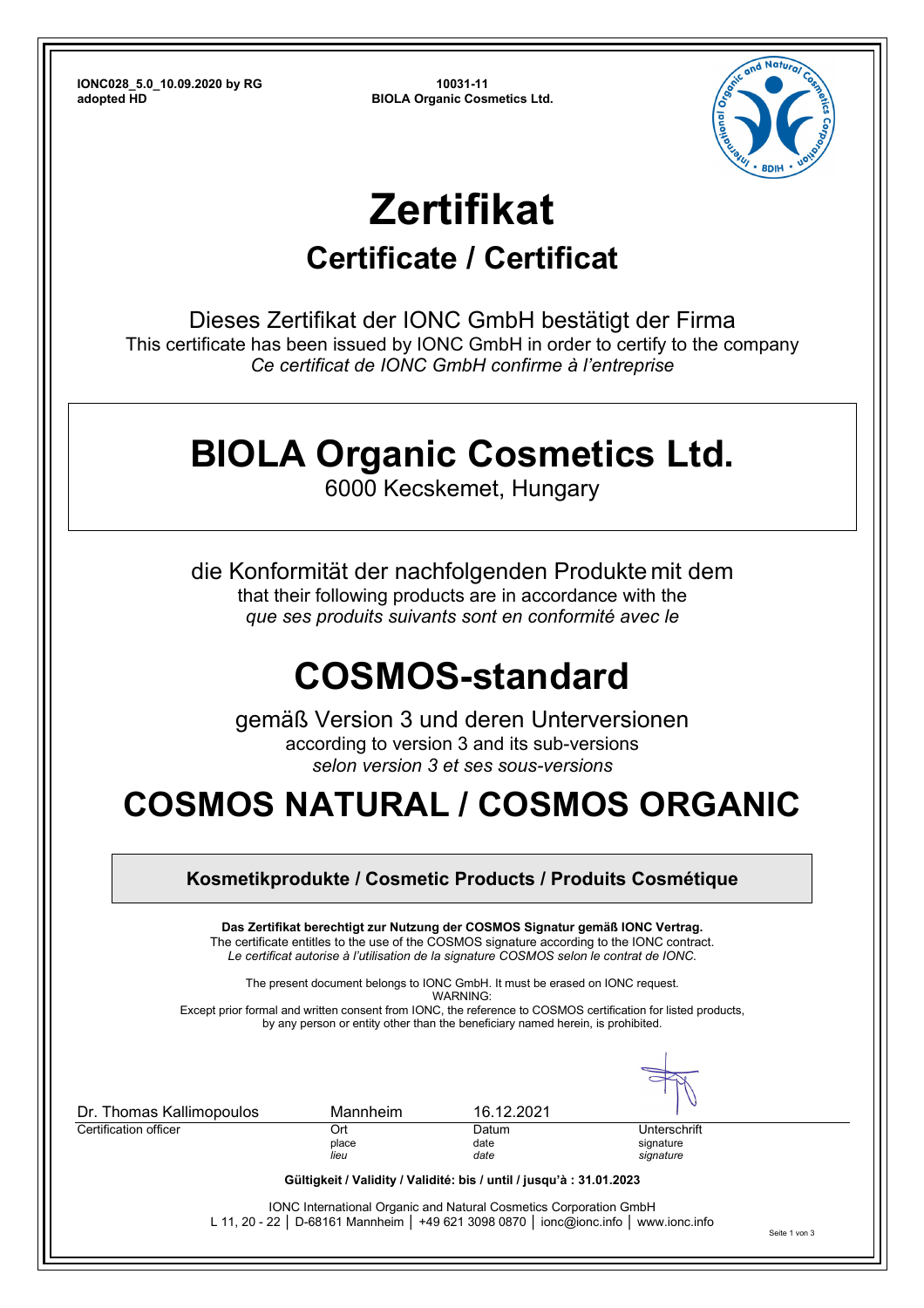**IONC028_5.0_10.09.2020 by RG**
**adopted HD**

**10031-11**
**BIOLA Organic Cosmetics Ltd.**

# Zertifikat

## Certificate / Certificat

Dieses Zertifikat der IONC GmbH bestätigt der Firma
This certificate has been issued by IONC GmbH in order to certify to the company
*Ce certificat de IONC GmbH confirme à l'entreprise*

# BIOLA Organic Cosmetics Ltd.

6000 Kecskemet, Hungary

die Konformität der nachfolgenden Produkte mit dem
that their following products are in accordance with the
*que ses produits suivants sont en conformité avec le*

# COSMOS-standard

gemäß Version 3 und deren Unterversionen
according to version 3 and its sub-versions
*selon version 3 et ses sous-versions*

# COSMOS NATURAL / COSMOS ORGANIC

**Kosmetikprodukte / Cosmetic Products / Produits Cosmétique**

**Das Zertifikat berechtigt zur Nutzung der COSMOS Signatur gemäß IONC Vertrag.**
The certificate entitles to the use of the COSMOS signature according to the IONC contract.
*Le certificat autorise à l'utilisation de la signature COSMOS selon le contrat de IONC.*

The present document belongs to IONC GmbH. It must be erased on IONC request.
WARNING:
Except prior formal and written consent from IONC, the reference to COSMOS certification for listed products, by any person or entity other than the beneficiary named herein, is prohibited.

| Dr. Thomas Kallimopoulos | Mannheim | 16.12.2021 | |
|---|---|---|---|
| Certification officer | Ort<br>place<br>*lieu* | Datum<br>date<br>*date* | Unterschrift<br>signature<br>*signature* |

**Gültigkeit / Validity / Validité: bis / until / jusqu'à : 31.01.2023**

IONC International Organic and Natural Cosmetics Corporation GmbH
L 11, 20 - 22 │ D-68161 Mannheim │ +49 621 3098 0870 │ ionc@ionc.info │ www.ionc.info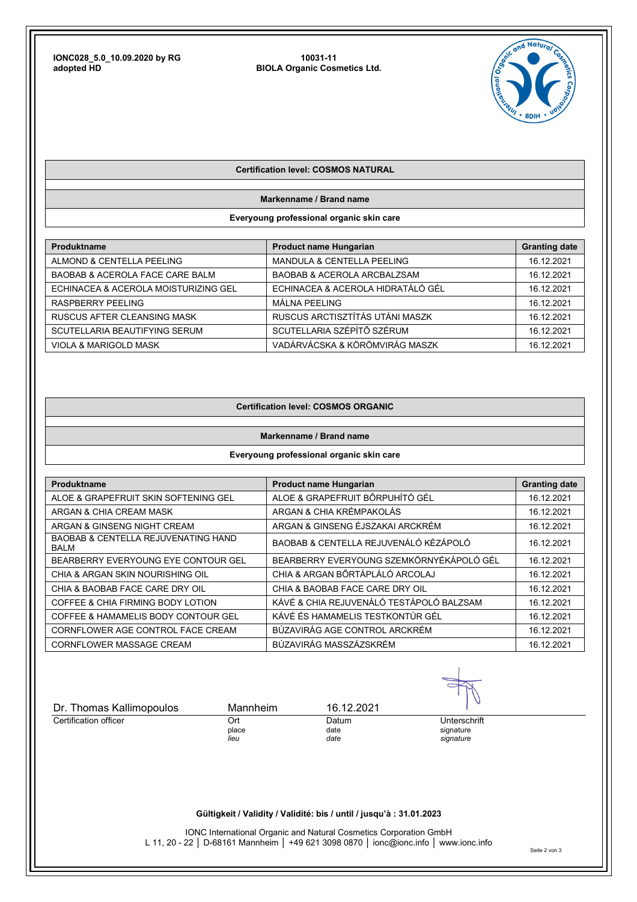IONC028_5.0_10.09.2020 by RG
adopted HD

10031-11
BIOLA Organic Cosmetics Ltd.

**Certification level: COSMOS NATURAL**

**Markenname / Brand name**

**Everyoung professional organic skin care**

| Produktname | Product name Hungarian | Granting date |
|---|---|---|
| ALMOND & CENTELLA PEELING | MANDULA & CENTELLA PEELING | 16.12.2021 |
| BAOBAB & ACEROLA FACE CARE BALM | BAOBAB & ACEROLA ARCBALZSAM | 16.12.2021 |
| ECHINACEA & ACEROLA MOISTURIZING GEL | ECHINACEA & ACEROLA HIDRATÁLÓ GÉL | 16.12.2021 |
| RASPBERRY PEELING | MÁLNA PEELING | 16.12.2021 |
| RUSCUS AFTER CLEANSING MASK | RUSCUS ARCTISZTÍTÁS UTÁNI MASZK | 16.12.2021 |
| SCUTELLARIA BEAUTIFYING SERUM | SCUTELLARIA SZÉPÍTŐ SZÉRUM | 16.12.2021 |
| VIOLA & MARIGOLD MASK | VADÁRVÁCSKA & KÖRÖMVIRÁG MASZK | 16.12.2021 |

**Certification level: COSMOS ORGANIC**

**Markenname / Brand name**

**Everyoung professional organic skin care**

| Produktname | Product name Hungarian | Granting date |
|---|---|---|
| ALOE & GRAPEFRUIT SKIN SOFTENING GEL | ALOE & GRAPEFRUIT BŐRPUHÍTÓ GÉL | 16.12.2021 |
| ARGAN & CHIA CREAM MASK | ARGAN & CHIA KRÉMPAKOLÁS | 16.12.2021 |
| ARGAN & GINSENG NIGHT CREAM | ARGAN & GINSENG ÉJSZAKAI ARCKRÉM | 16.12.2021 |
| BAOBAB & CENTELLA REJUVENATING HAND BALM | BAOBAB & CENTELLA REJUVENÁLÓ KÉZÁPOLÓ | 16.12.2021 |
| BEARBERRY EVERYOUNG EYE CONTOUR GEL | BEARBERRY EVERYOUNG SZEMKÖRNYÉKÁPOLÓ GÉL | 16.12.2021 |
| CHIA & ARGAN SKIN NOURISHING OIL | CHIA & ARGAN BŐRTÁPLÁLÓ ARCOLAJ | 16.12.2021 |
| CHIA & BAOBAB FACE CARE DRY OIL | CHIA & BAOBAB FACE CARE DRY OIL | 16.12.2021 |
| COFFEE & CHIA FIRMING BODY LOTION | KÁVÉ & CHIA REJUVENÁLÓ TESTÁPOLÓ BALZSAM | 16.12.2021 |
| COFFEE & HAMAMELIS BODY CONTOUR GEL | KÁVÉ ÉS HAMAMELIS TESTKONTÚR GÉL | 16.12.2021 |
| CORNFLOWER AGE CONTROL FACE CREAM | BÚZAVIRÁG AGE CONTROL ARCKRÉM | 16.12.2021 |
| CORNFLOWER MASSAGE CREAM | BÚZAVIRÁG MASSZÁZSKRÉM | 16.12.2021 |

| Dr. Thomas Kallimopoulos | Mannheim | 16.12.2021 | |
|---|---|---|---|
| Certification officer | Ort<br>place<br>*lieu* | Datum<br>date<br>*date* | Unterschrift<br>signature<br>*signature* |

**Gültigkeit / Validity / Validité: bis / until / jusqu'à : 31.01.2023**

IONC International Organic and Natural Cosmetics Corporation GmbH
L 11, 20 - 22 | D-68161 Mannheim | +49 621 3098 0870 | ionc@ionc.info | www.ionc.info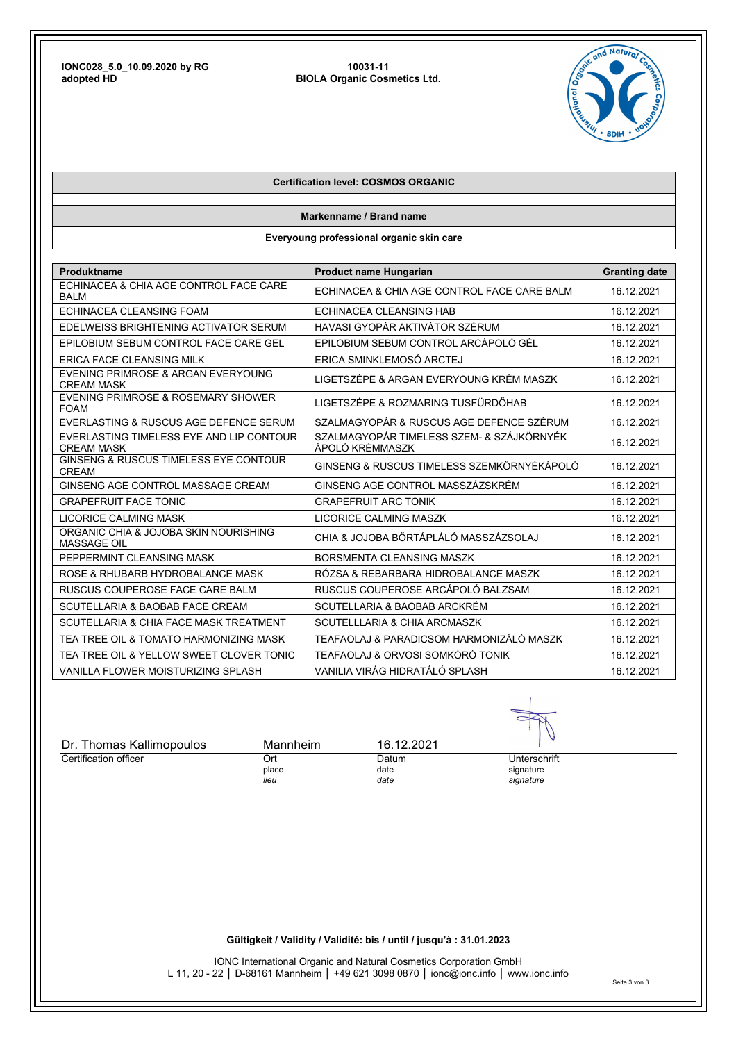IONC028_5.0_10.09.2020 by RG
adopted HD

10031-11
BIOLA Organic Cosmetics Ltd.

**Certification level: COSMOS ORGANIC**

**Markenname / Brand name**

**Everyoung professional organic skin care**

| Produktname | Product name Hungarian | Granting date |
|---|---|---|
| ECHINACEA & CHIA AGE CONTROL FACE CARE BALM | ECHINACEA & CHIA AGE CONTROL FACE CARE BALM | 16.12.2021 |
| ECHINACEA CLEANSING FOAM | ECHINACEA CLEANSING HAB | 16.12.2021 |
| EDELWEISS BRIGHTENING ACTIVATOR SERUM | HAVASI GYOPÁR AKTIVÁTOR SZÉRUM | 16.12.2021 |
| EPILOBIUM SEBUM CONTROL FACE CARE GEL | EPILOBIUM SEBUM CONTROL ARCÁPOLÓ GÉL | 16.12.2021 |
| ERICA FACE CLEANSING MILK | ERICA SMINKLEMOSÓ ARCTEJ | 16.12.2021 |
| EVENING PRIMROSE & ARGAN EVERYOUNG CREAM MASK | LIGETSZÉPE & ARGAN EVERYOUNG KRÉM MASZK | 16.12.2021 |
| EVENING PRIMROSE & ROSEMARY SHOWER FOAM | LIGETSZÉPE & ROZMARING TUSFÜRDŐHAB | 16.12.2021 |
| EVERLASTING & RUSCUS AGE DEFENCE SERUM | SZALMAGYOPÁR & RUSCUS AGE DEFENCE SZÉRUM | 16.12.2021 |
| EVERLASTING TIMELESS EYE AND LIP CONTOUR CREAM MASK | SZALMAGYOPÁR TIMELESS SZEM- & SZÁJKÖRNYÉK ÁPOLÓ KRÉMMASZK | 16.12.2021 |
| GINSENG & RUSCUS TIMELESS EYE CONTOUR CREAM | GINSENG & RUSCUS TIMELESS SZEMKÖRNYÉKÁPOLÓ | 16.12.2021 |
| GINSENG AGE CONTROL MASSAGE CREAM | GINSENG AGE CONTROL MASSZÁZSKRÉM | 16.12.2021 |
| GRAPEFRUIT FACE TONIC | GRAPEFRUIT ARC TONIK | 16.12.2021 |
| LICORICE CALMING MASK | LICORICE CALMING MASZK | 16.12.2021 |
| ORGANIC CHIA & JOJOBA SKIN NOURISHING MASSAGE OIL | CHIA & JOJOBA BŐRTÁPLÁLÓ MASSZÁZSOLAJ | 16.12.2021 |
| PEPPERMINT CLEANSING MASK | BORSMENTA CLEANSING MASZK | 16.12.2021 |
| ROSE & RHUBARB HYDROBALANCE MASK | RÓZSA & REBARBARA HIDROBALANCE MASZK | 16.12.2021 |
| RUSCUS COUPEROSE FACE CARE BALM | RUSCUS COUPEROSE ARCÁPOLÓ BALZSAM | 16.12.2021 |
| SCUTELLARIA & BAOBAB FACE CREAM | SCUTELLARIA & BAOBAB ARCKRÉM | 16.12.2021 |
| SCUTELLARIA & CHIA FACE MASK TREATMENT | SCUTELLLARIA & CHIA ARCMASZK | 16.12.2021 |
| TEA TREE OIL & TOMATO HARMONIZING MASK | TEAFAOLAJ & PARADICSOM HARMONIZÁLÓ MASZK | 16.12.2021 |
| TEA TREE OIL & YELLOW SWEET CLOVER TONIC | TEAFAOLAJ & ORVOSI SOMKÓRÓ TONIK | 16.12.2021 |
| VANILLA FLOWER MOISTURIZING SPLASH | VANILIA VIRÁG HIDRATÁLÓ SPLASH | 16.12.2021 |

| Dr. Thomas Kallimopoulos | Mannheim | 16.12.2021 | |
|---|---|---|---|
| Certification officer | Ort / place / *lieu* | Datum / date / *date* | Unterschrift / signature / *signature* |

**Gültigkeit / Validity / Validité: bis / until / jusqu'à : 31.01.2023**

IONC International Organic and Natural Cosmetics Corporation GmbH
L 11, 20 - 22 │ D-68161 Mannheim │ +49 621 3098 0870 │ ionc@ionc.info │ www.ionc.info